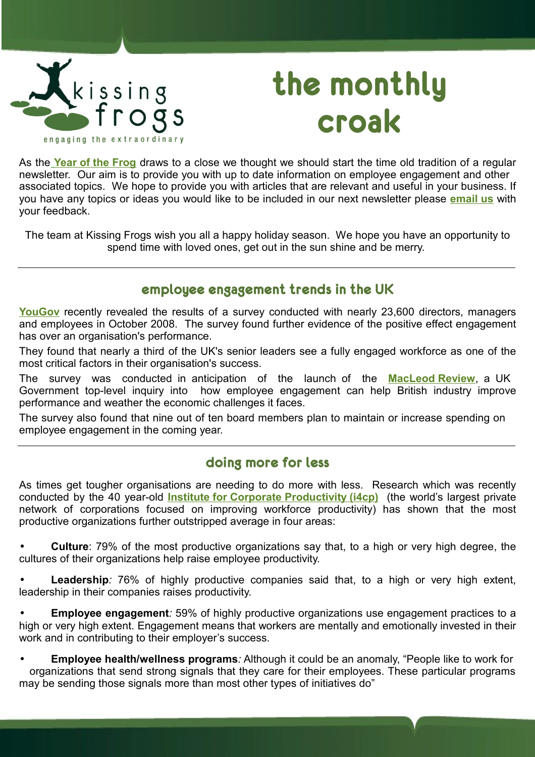kissing frogs

engaging the extraordinary

# the monthly croak

As the **Year of the Frog** draws to a close we thought we should start the time old tradition of a regular newsletter. Our aim is to provide you with up to date information on employee engagement and other associated topics. We hope to provide you with articles that are relevant and useful in your business. If you have any topics or ideas you would like to be included in our next newsletter please **email us** with your feedback.

The team at Kissing Frogs wish you all a happy holiday season. We hope you have an opportunity to spend time with loved ones, get out in the sun shine and be merry.

---

## employee engagement trends in the UK

**YouGov** recently revealed the results of a survey conducted with nearly 23,600 directors, managers and employees in October 2008. The survey found further evidence of the positive effect engagement has over an organisation's performance.

They found that nearly a third of the UK's senior leaders see a fully engaged workforce as one of the most critical factors in their organisation's success.

The survey was conducted in anticipation of the launch of the **MacLeod Review**, a UK Government top-level inquiry into how employee engagement can help British industry improve performance and weather the economic challenges it faces.

The survey also found that nine out of ten board members plan to maintain or increase spending on employee engagement in the coming year.

---

## doing more for less

As times get tougher organisations are needing to do more with less. Research which was recently conducted by the 40 year-old **Institute for Corporate Productivity (i4cp)** (the world's largest private network of corporations focused on improving workforce productivity) has shown that the most productive organizations further outstripped average in four areas:

- **Culture**: 79% of the most productive organizations say that, to a high or very high degree, the cultures of their organizations help raise employee productivity.
- **Leadership**: 76% of highly productive companies said that, to a high or very high extent, leadership in their companies raises productivity.
- **Employee engagement**: 59% of highly productive organizations use engagement practices to a high or very high extent. Engagement means that workers are mentally and emotionally invested in their work and in contributing to their employer's success.
- **Employee health/wellness programs**: Although it could be an anomaly, "People like to work for organizations that send strong signals that they care for their employees. These particular programs may be sending those signals more than most other types of initiatives do"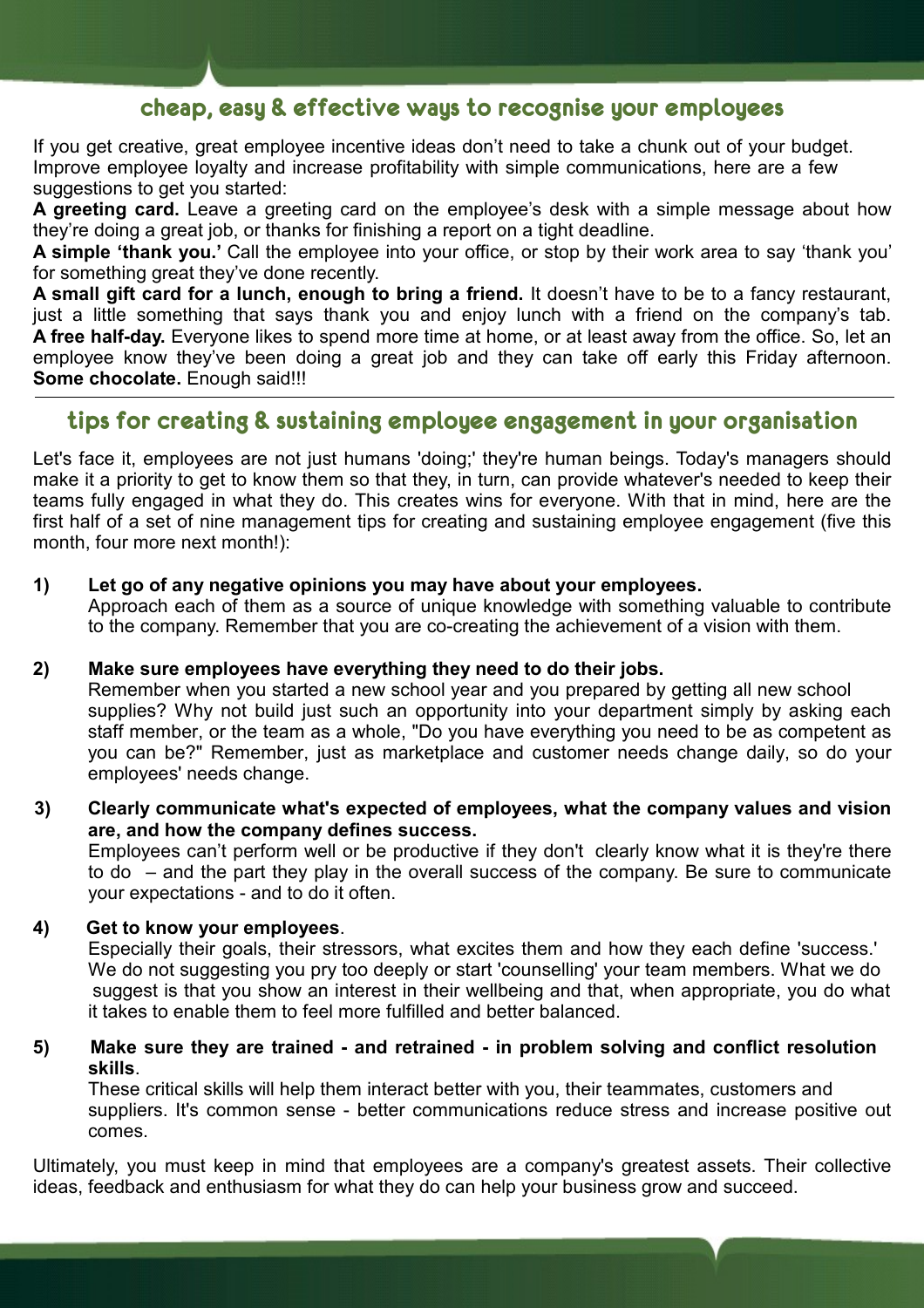## cheap, easy & effective ways to recognise your employees

If you get creative, great employee incentive ideas don't need to take a chunk out of your budget. Improve employee loyalty and increase profitability with simple communications, here are a few suggestions to get you started:

**A greeting card.** Leave a greeting card on the employee's desk with a simple message about how they're doing a great job, or thanks for finishing a report on a tight deadline.

**A simple 'thank you.'** Call the employee into your office, or stop by their work area to say 'thank you' for something great they've done recently.

**A small gift card for a lunch, enough to bring a friend.** It doesn't have to be to a fancy restaurant, just a little something that says thank you and enjoy lunch with a friend on the company's tab.

**A free half-day.** Everyone likes to spend more time at home, or at least away from the office. So, let an employee know they've been doing a great job and they can take off early this Friday afternoon.

**Some chocolate.** Enough said!!!

---

## tips for creating & sustaining employee engagement in your organisation

Let's face it, employees are not just humans 'doing;' they're human beings. Today's managers should make it a priority to get to know them so that they, in turn, can provide whatever's needed to keep their teams fully engaged in what they do. This creates wins for everyone. With that in mind, here are the first half of a set of nine management tips for creating and sustaining employee engagement (five this month, four more next month!):

1) **Let go of any negative opinions you may have about your employees.**
   Approach each of them as a source of unique knowledge with something valuable to contribute to the company. Remember that you are co-creating the achievement of a vision with them.

2) **Make sure employees have everything they need to do their jobs.**
   Remember when you started a new school year and you prepared by getting all new school supplies? Why not build just such an opportunity into your department simply by asking each staff member, or the team as a whole, "Do you have everything you need to be as competent as you can be?" Remember, just as marketplace and customer needs change daily, so do your employees' needs change.

3) **Clearly communicate what's expected of employees, what the company values and vision are, and how the company defines success.**
   Employees can't perform well or be productive if they don't clearly know what it is they're there to do – and the part they play in the overall success of the company. Be sure to communicate your expectations - and to do it often.

4) **Get to know your employees**.
   Especially their goals, their stressors, what excites them and how they each define 'success.' We do not suggesting you pry too deeply or start 'counselling' your team members. What we do suggest is that you show an interest in their wellbeing and that, when appropriate, you do what it takes to enable them to feel more fulfilled and better balanced.

5) **Make sure they are trained - and retrained - in problem solving and conflict resolution skills**.
   These critical skills will help them interact better with you, their teammates, customers and suppliers. It's common sense - better communications reduce stress and increase positive out comes.

Ultimately, you must keep in mind that employees are a company's greatest assets. Their collective ideas, feedback and enthusiasm for what they do can help your business grow and succeed.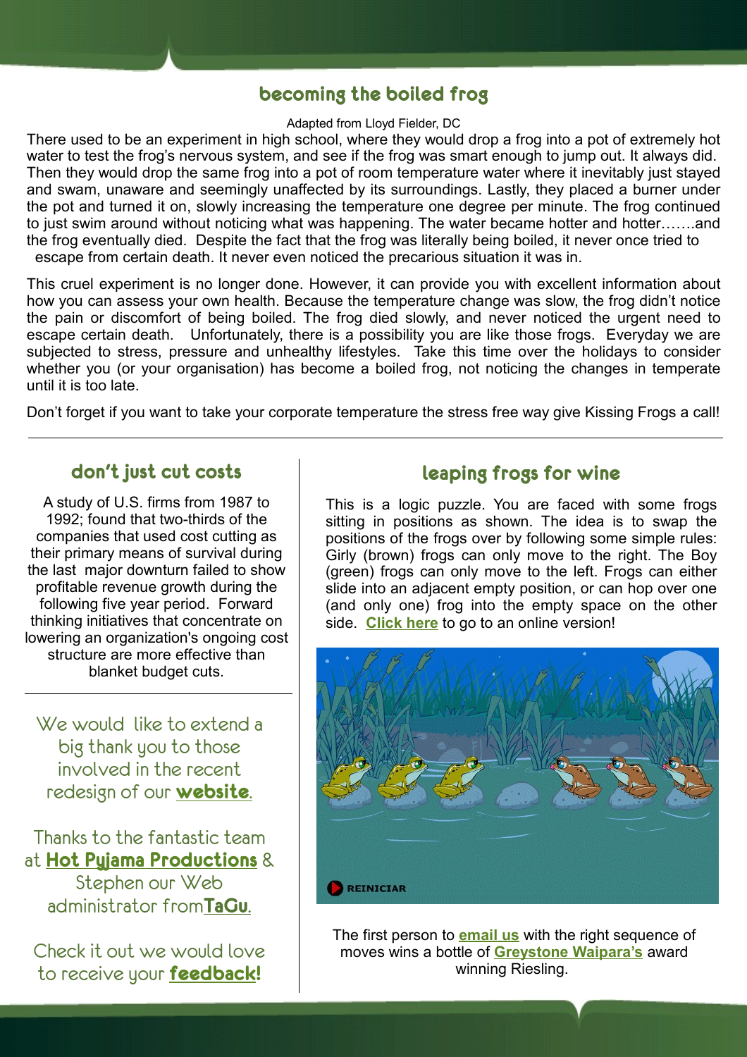## becoming the boiled frog

Adapted from Lloyd Fielder, DC

There used to be an experiment in high school, where they would drop a frog into a pot of extremely hot water to test the frog's nervous system, and see if the frog was smart enough to jump out. It always did. Then they would drop the same frog into a pot of room temperature water where it inevitably just stayed and swam, unaware and seemingly unaffected by its surroundings. Lastly, they placed a burner under the pot and turned it on, slowly increasing the temperature one degree per minute. The frog continued to just swim around without noticing what was happening. The water became hotter and hotter…….and the frog eventually died. Despite the fact that the frog was literally being boiled, it never once tried to escape from certain death. It never even noticed the precarious situation it was in.

This cruel experiment is no longer done. However, it can provide you with excellent information about how you can assess your own health. Because the temperature change was slow, the frog didn't notice the pain or discomfort of being boiled. The frog died slowly, and never noticed the urgent need to escape certain death. Unfortunately, there is a possibility you are like those frogs. Everyday we are subjected to stress, pressure and unhealthy lifestyles. Take this time over the holidays to consider whether you (or your organisation) has become a boiled frog, not noticing the changes in temperate until it is too late.

Don't forget if you want to take your corporate temperature the stress free way give Kissing Frogs a call!

---

## don't just cut costs

A study of U.S. firms from 1987 to 1992; found that two-thirds of the companies that used cost cutting as their primary means of survival during the last major downturn failed to show profitable revenue growth during the following five year period. Forward thinking initiatives that concentrate on lowering an organization's ongoing cost structure are more effective than blanket budget cuts.

---

We would like to extend a big thank you to those involved in the recent redesign of our **website**.

Thanks to the fantastic team at **Hot Pyjama Productions** & Stephen our Web administrator from**TaGu**.

Check it out we would love to receive your **feedback!**

## leaping frogs for wine

This is a logic puzzle. You are faced with some frogs sitting in positions as shown. The idea is to swap the positions of the frogs over by following some simple rules: Girly (brown) frogs can only move to the right. The Boy (green) frogs can only move to the left. Frogs can either slide into an adjacent empty position, or can hop over one (and only one) frog into the empty space on the other side. **Click here** to go to an online version!

REINICIAR

The first person to **email us** with the right sequence of moves wins a bottle of **Greystone Waipara's** award winning Riesling.